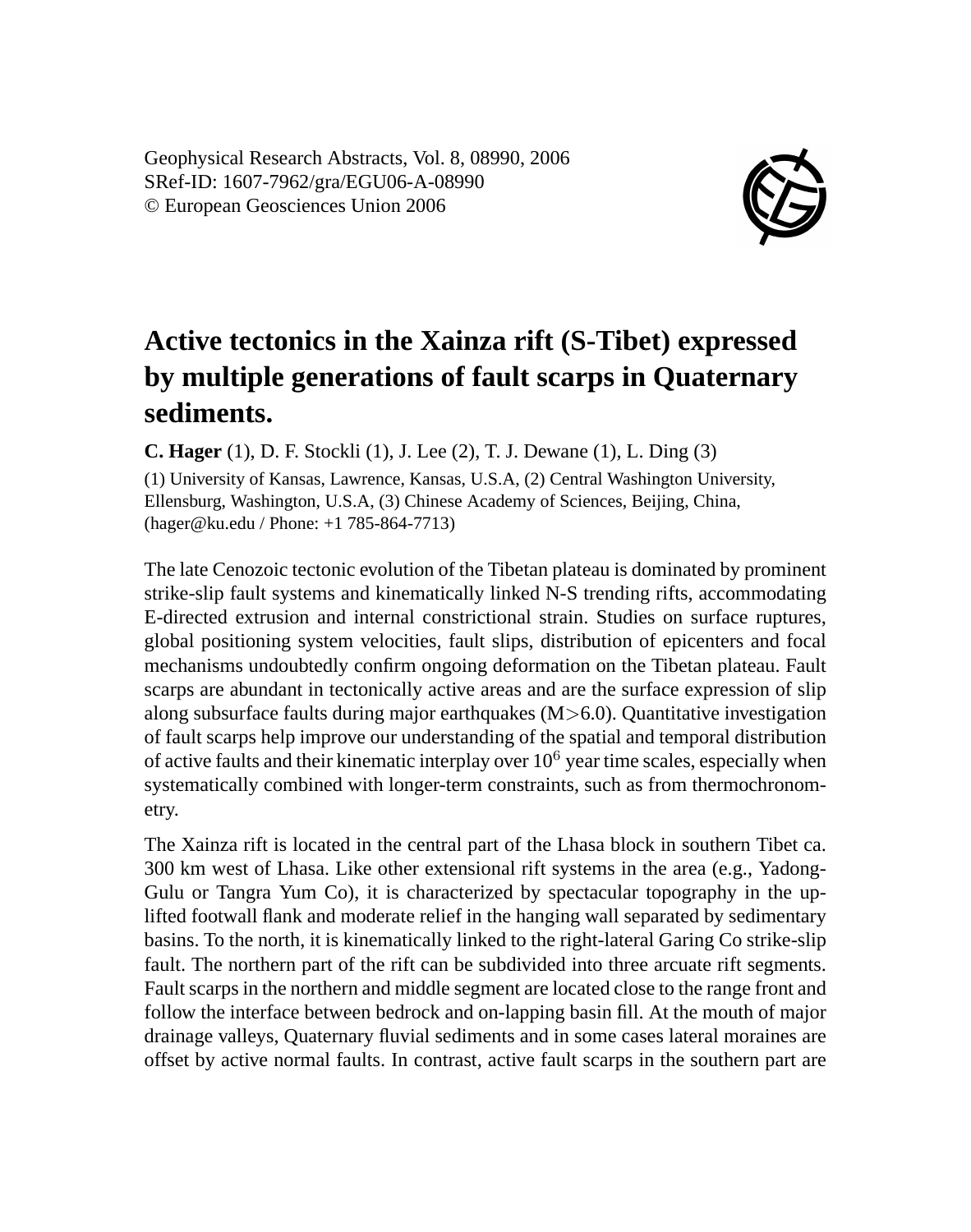# Active tectonics in the Xainza rift (S-Tibet) expressed by multiple generations of fault scarps in Quaternary sediments.

**C. Hager** (1), D. F. Stockli (1), J. Lee (2), T. J. Dewane (1), L. Ding (3)

(1) University of Kansas, Lawrence, Kansas, U.S.A, (2) Central Washington University, Ellensburg, Washington, U.S.A, (3) Chinese Academy of Sciences, Beijing, China, (hager@ku.edu / Phone: +1 785-864-7713)

The late Cenozoic tectonic evolution of the Tibetan plateau is dominated by prominent strike-slip fault systems and kinematically linked N-S trending rifts, accommodating E-directed extrusion and internal constrictional strain. Studies on surface ruptures, global positioning system velocities, fault slips, distribution of epicenters and focal mechanisms undoubtedly confirm ongoing deformation on the Tibetan plateau. Fault scarps are abundant in tectonically active areas and are the surface expression of slip along subsurface faults during major earthquakes ($M>6.0$). Quantitative investigation of fault scarps help improve our understanding of the spatial and temporal distribution of active faults and their kinematic interplay over $10^6$ year time scales, especially when systematically combined with longer-term constraints, such as from thermochronometry.

The Xainza rift is located in the central part of the Lhasa block in southern Tibet ca. 300 km west of Lhasa. Like other extensional rift systems in the area (e.g., Yadong-Gulu or Tangra Yum Co), it is characterized by spectacular topography in the uplifted footwall flank and moderate relief in the hanging wall separated by sedimentary basins. To the north, it is kinematically linked to the right-lateral Garing Co strike-slip fault. The northern part of the rift can be subdivided into three arcuate rift segments. Fault scarps in the northern and middle segment are located close to the range front and follow the interface between bedrock and on-lapping basin fill. At the mouth of major drainage valleys, Quaternary fluvial sediments and in some cases lateral moraines are offset by active normal faults. In contrast, active fault scarps in the southern part are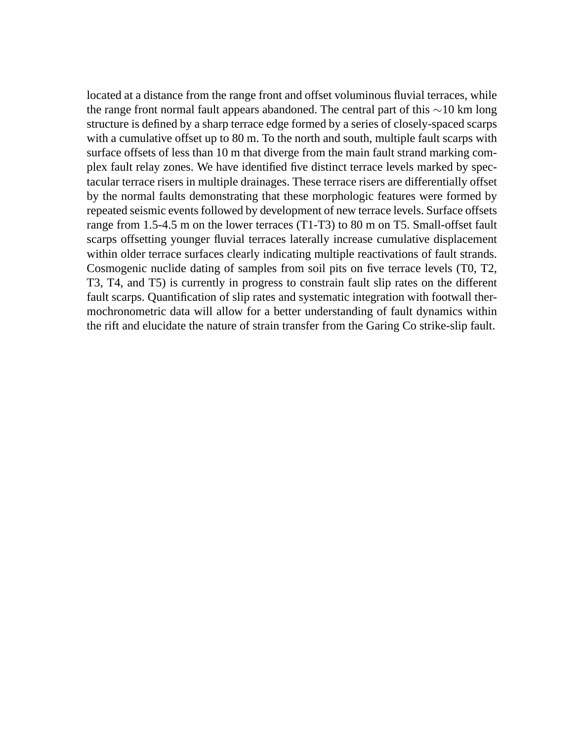located at a distance from the range front and offset voluminous fluvial terraces, while the range front normal fault appears abandoned. The central part of this $\sim$10 km long structure is defined by a sharp terrace edge formed by a series of closely-spaced scarps with a cumulative offset up to 80 m. To the north and south, multiple fault scarps with surface offsets of less than 10 m that diverge from the main fault strand marking complex fault relay zones. We have identified five distinct terrace levels marked by spectacular terrace risers in multiple drainages. These terrace risers are differentially offset by the normal faults demonstrating that these morphologic features were formed by repeated seismic events followed by development of new terrace levels. Surface offsets range from 1.5-4.5 m on the lower terraces (T1-T3) to 80 m on T5. Small-offset fault scarps offsetting younger fluvial terraces laterally increase cumulative displacement within older terrace surfaces clearly indicating multiple reactivations of fault strands. Cosmogenic nuclide dating of samples from soil pits on five terrace levels (T0, T2, T3, T4, and T5) is currently in progress to constrain fault slip rates on the different fault scarps. Quantification of slip rates and systematic integration with footwall thermochronometric data will allow for a better understanding of fault dynamics within the rift and elucidate the nature of strain transfer from the Garing Co strike-slip fault.